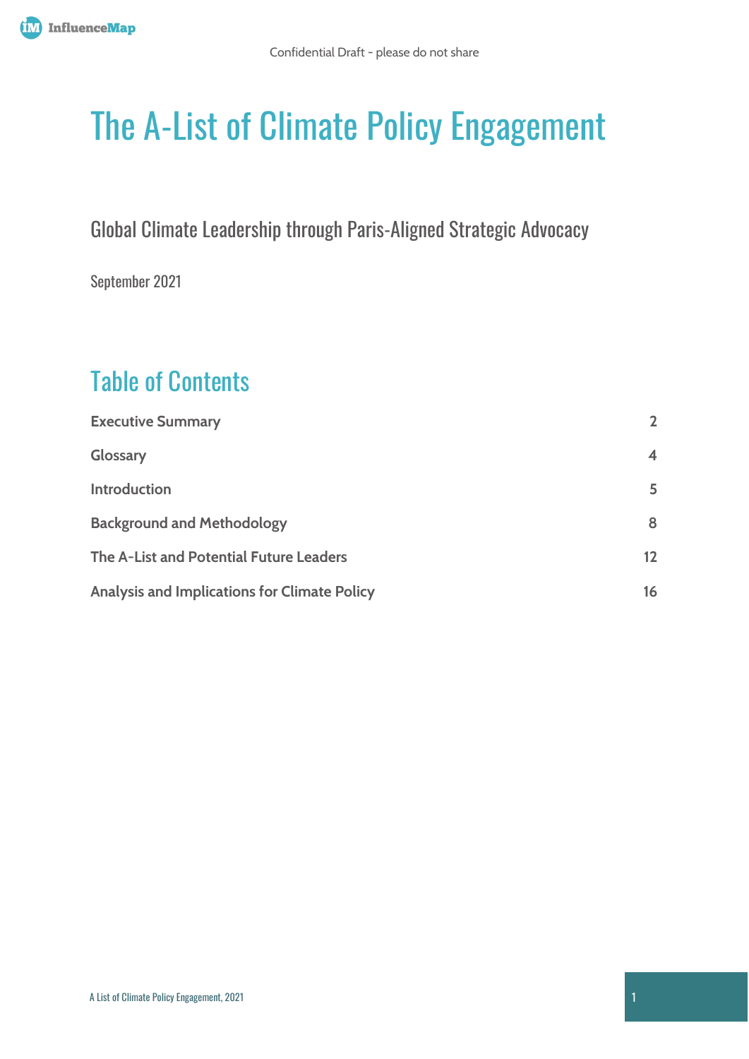Confidential Draft - please do not share

# The A-List of Climate Policy Engagement

Global Climate Leadership through Paris-Aligned Strategic Advocacy

September 2021

## Table of Contents

| | |
|---|---|
| **Executive Summary** | **2** |
| **Glossary** | **4** |
| **Introduction** | **5** |
| **Background and Methodology** | **8** |
| **The A-List and Potential Future Leaders** | **12** |
| **Analysis and Implications for Climate Policy** | **16** |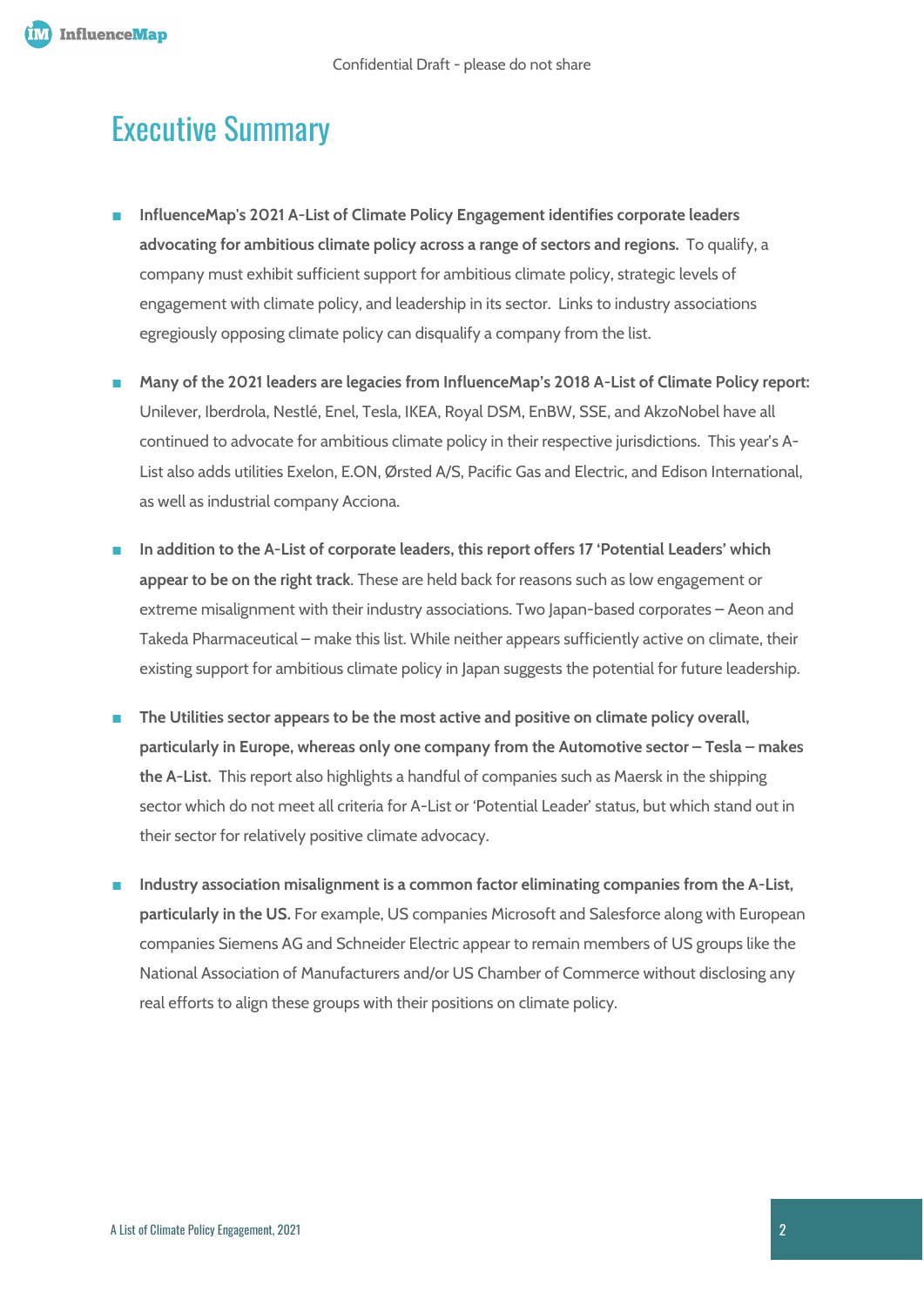# Executive Summary

- **InfluenceMap's 2021 A-List of Climate Policy Engagement identifies corporate leaders advocating for ambitious climate policy across a range of sectors and regions.** To qualify, a company must exhibit sufficient support for ambitious climate policy, strategic levels of engagement with climate policy, and leadership in its sector. Links to industry associations egregiously opposing climate policy can disqualify a company from the list.

- **Many of the 2021 leaders are legacies from InfluenceMap's 2018 A-List of Climate Policy report:** Unilever, Iberdrola, Nestlé, Enel, Tesla, IKEA, Royal DSM, EnBW, SSE, and AkzoNobel have all continued to advocate for ambitious climate policy in their respective jurisdictions. This year's A-List also adds utilities Exelon, E.ON, Ørsted A/S, Pacific Gas and Electric, and Edison International, as well as industrial company Acciona.

- **In addition to the A-List of corporate leaders, this report offers 17 'Potential Leaders' which appear to be on the right track**. These are held back for reasons such as low engagement or extreme misalignment with their industry associations. Two Japan-based corporates – Aeon and Takeda Pharmaceutical – make this list. While neither appears sufficiently active on climate, their existing support for ambitious climate policy in Japan suggests the potential for future leadership.

- **The Utilities sector appears to be the most active and positive on climate policy overall, particularly in Europe, whereas only one company from the Automotive sector – Tesla – makes the A-List.** This report also highlights a handful of companies such as Maersk in the shipping sector which do not meet all criteria for A-List or 'Potential Leader' status, but which stand out in their sector for relatively positive climate advocacy.

- **Industry association misalignment is a common factor eliminating companies from the A-List, particularly in the US.** For example, US companies Microsoft and Salesforce along with European companies Siemens AG and Schneider Electric appear to remain members of US groups like the National Association of Manufacturers and/or US Chamber of Commerce without disclosing any real efforts to align these groups with their positions on climate policy.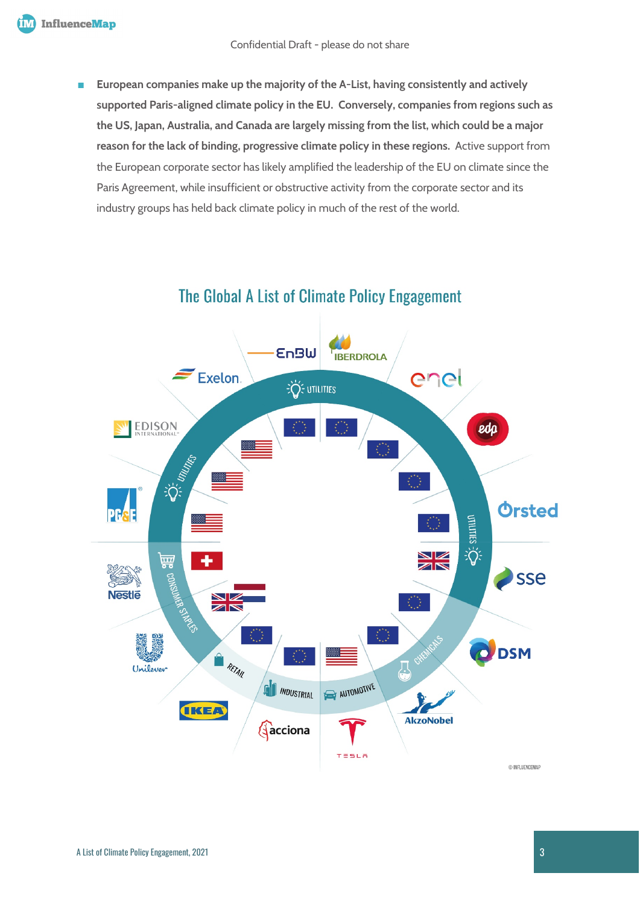- **European companies make up the majority of the A-List, having consistently and actively supported Paris-aligned climate policy in the EU. Conversely, companies from regions such as the US, Japan, Australia, and Canada are largely missing from the list, which could be a major reason for the lack of binding, progressive climate policy in these regions.** Active support from the European corporate sector has likely amplified the leadership of the EU on climate since the Paris Agreement, while insufficient or obstructive activity from the corporate sector and its industry groups has held back climate policy in much of the rest of the world.

## The Global A List of Climate Policy Engagement

UTILITIES: EnBW, IBERDROLA, enel, edp, Ørsted, sse, Exelon, EDISON INTERNATIONAL, PG&E

CONSUMER STAPLES: Nestlé, Unilever

RETAIL: IKEA

INDUSTRIAL: acciona

AUTOMOTIVE: TESLA

CHEMICALS: DSM, AkzoNobel

© INFLUENCEMAP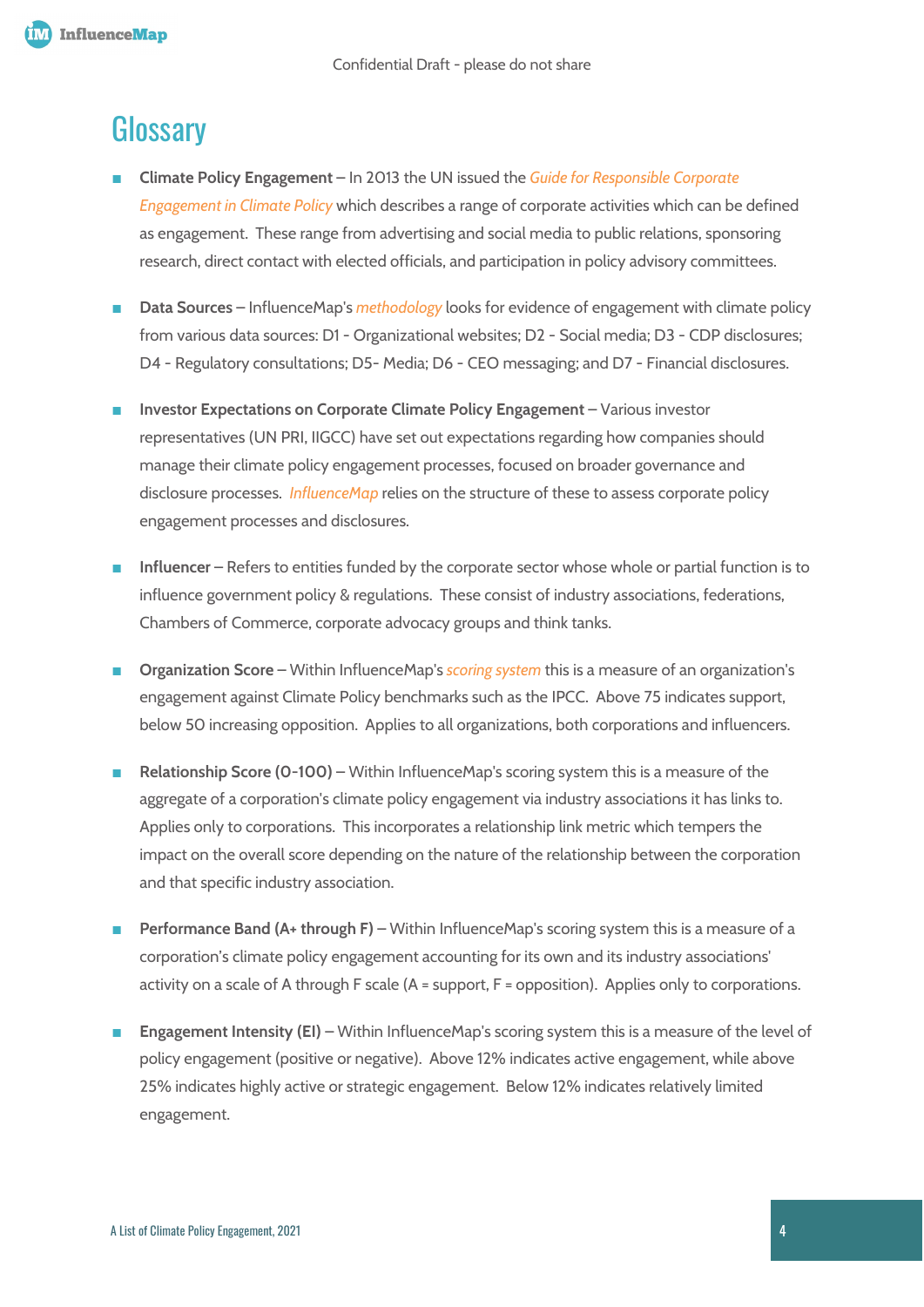# Glossary

- **Climate Policy Engagement** – In 2013 the UN issued the *Guide for Responsible Corporate Engagement in Climate Policy* which describes a range of corporate activities which can be defined as engagement. These range from advertising and social media to public relations, sponsoring research, direct contact with elected officials, and participation in policy advisory committees.

- **Data Sources** – InfluenceMap's *methodology* looks for evidence of engagement with climate policy from various data sources: D1 - Organizational websites; D2 - Social media; D3 - CDP disclosures; D4 - Regulatory consultations; D5- Media; D6 - CEO messaging; and D7 - Financial disclosures.

- **Investor Expectations on Corporate Climate Policy Engagement** – Various investor representatives (UN PRI, IIGCC) have set out expectations regarding how companies should manage their climate policy engagement processes, focused on broader governance and disclosure processes. *InfluenceMap* relies on the structure of these to assess corporate policy engagement processes and disclosures.

- **Influencer** – Refers to entities funded by the corporate sector whose whole or partial function is to influence government policy & regulations. These consist of industry associations, federations, Chambers of Commerce, corporate advocacy groups and think tanks.

- **Organization Score** – Within InfluenceMap's *scoring system* this is a measure of an organization's engagement against Climate Policy benchmarks such as the IPCC. Above 75 indicates support, below 50 increasing opposition. Applies to all organizations, both corporations and influencers.

- **Relationship Score (0-100)** – Within InfluenceMap's scoring system this is a measure of the aggregate of a corporation's climate policy engagement via industry associations it has links to. Applies only to corporations. This incorporates a relationship link metric which tempers the impact on the overall score depending on the nature of the relationship between the corporation and that specific industry association.

- **Performance Band (A+ through F)** – Within InfluenceMap's scoring system this is a measure of a corporation's climate policy engagement accounting for its own and its industry associations' activity on a scale of A through F scale (A = support, F = opposition). Applies only to corporations.

- **Engagement Intensity (EI)** – Within InfluenceMap's scoring system this is a measure of the level of policy engagement (positive or negative). Above 12% indicates active engagement, while above 25% indicates highly active or strategic engagement. Below 12% indicates relatively limited engagement.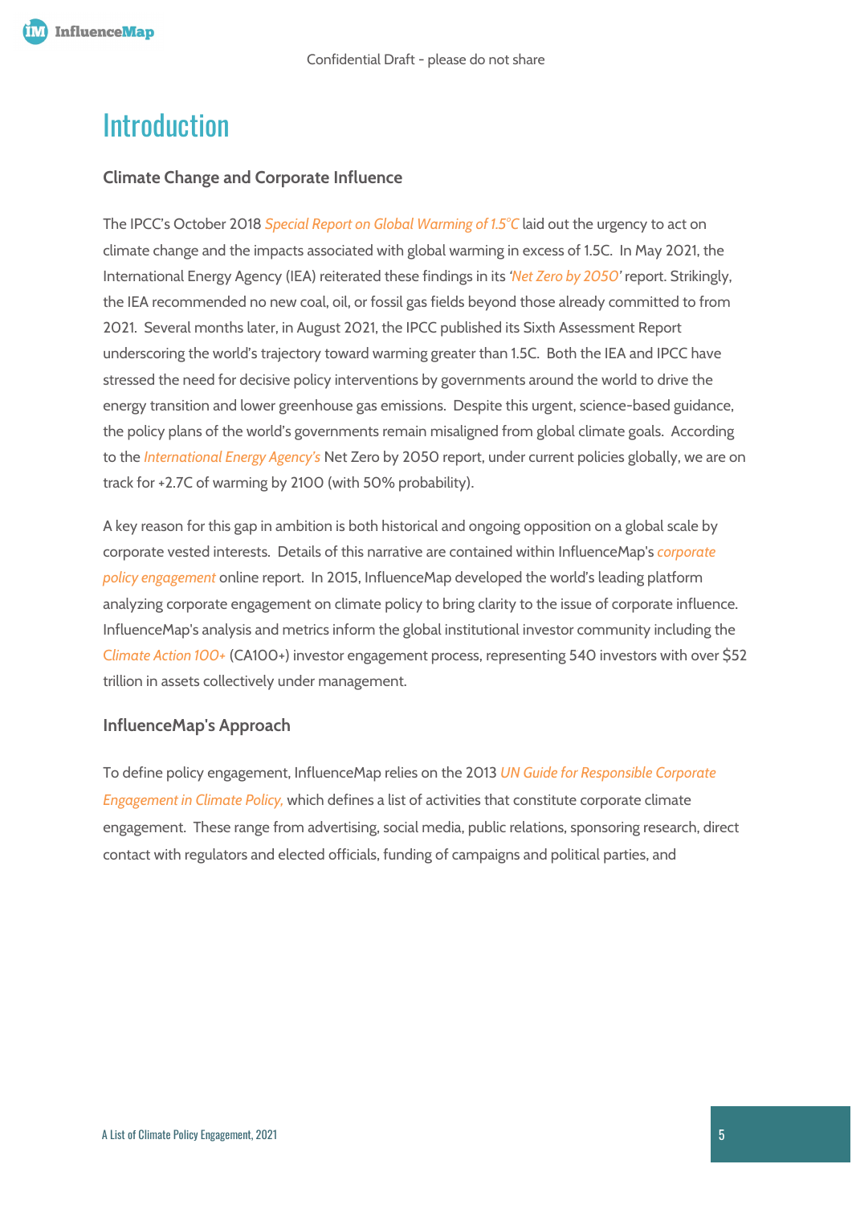# Introduction

## Climate Change and Corporate Influence

The IPCC's October 2018 *Special Report on Global Warming of 1.5°C* laid out the urgency to act on climate change and the impacts associated with global warming in excess of 1.5C. In May 2021, the International Energy Agency (IEA) reiterated these findings in its *'Net Zero by 2050'* report. Strikingly, the IEA recommended no new coal, oil, or fossil gas fields beyond those already committed to from 2021. Several months later, in August 2021, the IPCC published its Sixth Assessment Report underscoring the world's trajectory toward warming greater than 1.5C. Both the IEA and IPCC have stressed the need for decisive policy interventions by governments around the world to drive the energy transition and lower greenhouse gas emissions. Despite this urgent, science-based guidance, the policy plans of the world's governments remain misaligned from global climate goals. According to the *International Energy Agency's* Net Zero by 2050 report, under current policies globally, we are on track for +2.7C of warming by 2100 (with 50% probability).

A key reason for this gap in ambition is both historical and ongoing opposition on a global scale by corporate vested interests. Details of this narrative are contained within InfluenceMap's *corporate policy engagement* online report. In 2015, InfluenceMap developed the world's leading platform analyzing corporate engagement on climate policy to bring clarity to the issue of corporate influence. InfluenceMap's analysis and metrics inform the global institutional investor community including the *Climate Action 100+* (CA100+) investor engagement process, representing 540 investors with over $52 trillion in assets collectively under management.

## InfluenceMap's Approach

To define policy engagement, InfluenceMap relies on the 2013 *UN Guide for Responsible Corporate Engagement in Climate Policy,* which defines a list of activities that constitute corporate climate engagement. These range from advertising, social media, public relations, sponsoring research, direct contact with regulators and elected officials, funding of campaigns and political parties, and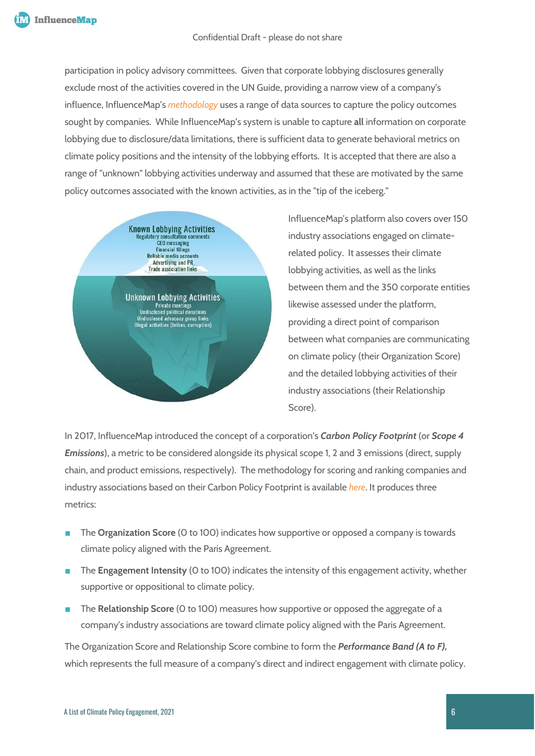participation in policy advisory committees. Given that corporate lobbying disclosures generally exclude most of the activities covered in the UN Guide, providing a narrow view of a company's influence, InfluenceMap's *methodology* uses a range of data sources to capture the policy outcomes sought by companies. While InfluenceMap's system is unable to capture **all** information on corporate lobbying due to disclosure/data limitations, there is sufficient data to generate behavioral metrics on climate policy positions and the intensity of the lobbying efforts. It is accepted that there are also a range of "unknown" lobbying activities underway and assumed that these are motivated by the same policy outcomes associated with the known activities, as in the "tip of the iceberg."

**Known Lobbying Activities**
Regulatory consultation comments
CEO messaging
Financial filings
Reliable media accounts
Advertising and PR
Trade association links

**Unknown Lobbying Activities**
Private meetings
Undisclosed political donations
Undisclosed advocacy group links
Illegal activities (bribes, corruption)

InfluenceMap's platform also covers over 150 industry associations engaged on climate-related policy. It assesses their climate lobbying activities, as well as the links between them and the 350 corporate entities likewise assessed under the platform, providing a direct point of comparison between what companies are communicating on climate policy (their Organization Score) and the detailed lobbying activities of their industry associations (their Relationship Score).

In 2017, InfluenceMap introduced the concept of a corporation's ***Carbon Policy Footprint*** (or ***Scope 4 Emissions***), a metric to be considered alongside its physical scope 1, 2 and 3 emissions (direct, supply chain, and product emissions, respectively). The methodology for scoring and ranking companies and industry associations based on their Carbon Policy Footprint is available *here*. It produces three metrics:

- The **Organization Score** (0 to 100) indicates how supportive or opposed a company is towards climate policy aligned with the Paris Agreement.
- The **Engagement Intensity** (0 to 100) indicates the intensity of this engagement activity, whether supportive or oppositional to climate policy.
- The **Relationship Score** (0 to 100) measures how supportive or opposed the aggregate of a company's industry associations are toward climate policy aligned with the Paris Agreement.

The Organization Score and Relationship Score combine to form the ***Performance Band (A to F),*** which represents the full measure of a company's direct and indirect engagement with climate policy.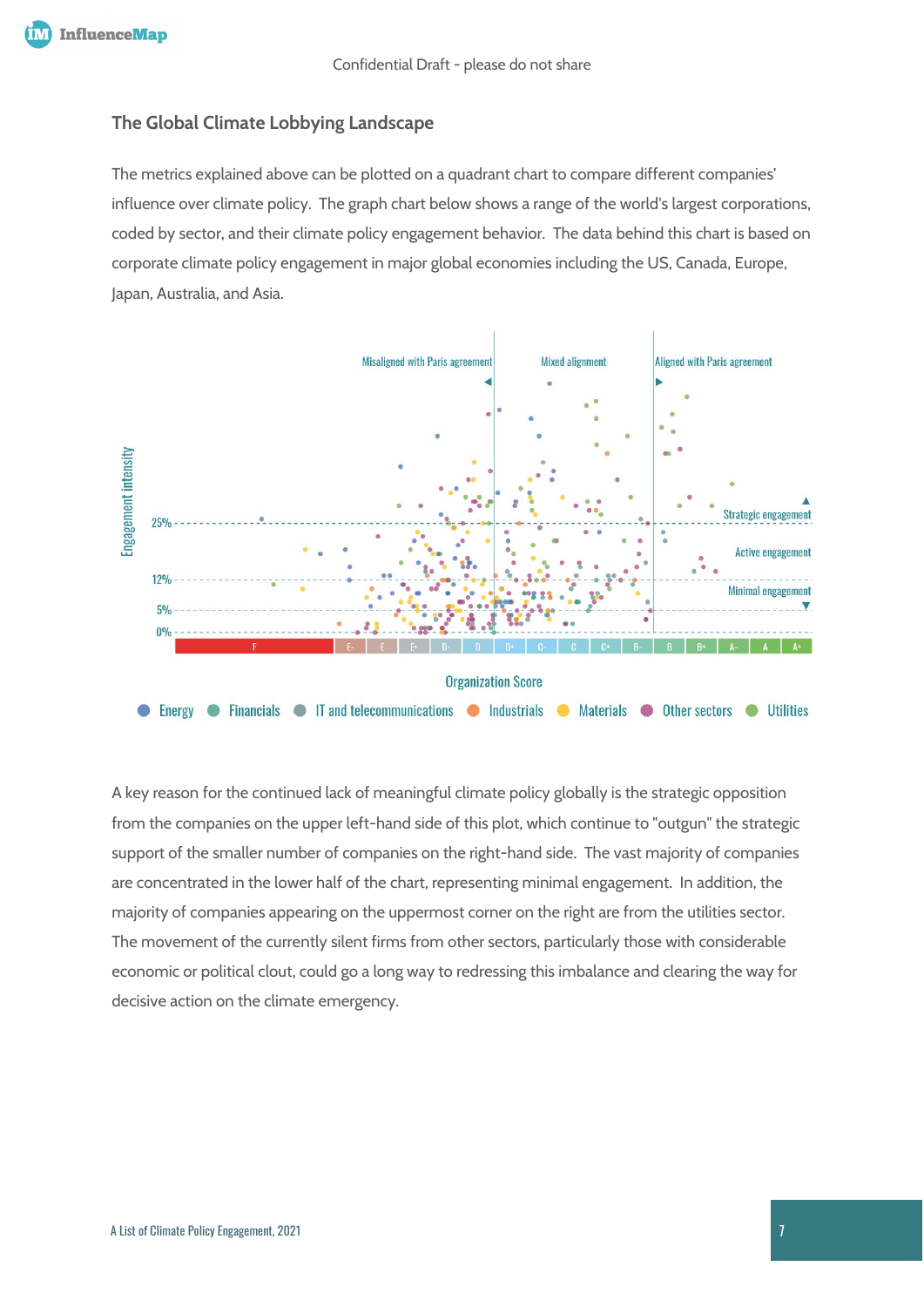## The Global Climate Lobbying Landscape

The metrics explained above can be plotted on a quadrant chart to compare different companies' influence over climate policy. The graph chart below shows a range of the world's largest corporations, coded by sector, and their climate policy engagement behavior. The data behind this chart is based on corporate climate policy engagement in major global economies including the US, Canada, Europe, Japan, Australia, and Asia.

A key reason for the continued lack of meaningful climate policy globally is the strategic opposition from the companies on the upper left-hand side of this plot, which continue to "outgun" the strategic support of the smaller number of companies on the right-hand side. The vast majority of companies are concentrated in the lower half of the chart, representing minimal engagement. In addition, the majority of companies appearing on the uppermost corner on the right are from the utilities sector. The movement of the currently silent firms from other sectors, particularly those with considerable economic or political clout, could go a long way to redressing this imbalance and clearing the way for decisive action on the climate emergency.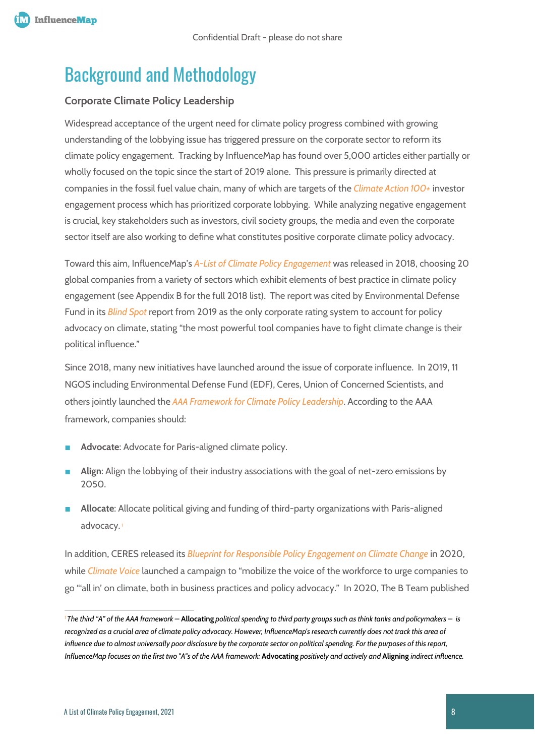# Background and Methodology

### Corporate Climate Policy Leadership

Widespread acceptance of the urgent need for climate policy progress combined with growing understanding of the lobbying issue has triggered pressure on the corporate sector to reform its climate policy engagement. Tracking by InfluenceMap has found over 5,000 articles either partially or wholly focused on the topic since the start of 2019 alone. This pressure is primarily directed at companies in the fossil fuel value chain, many of which are targets of the *Climate Action 100+* investor engagement process which has prioritized corporate lobbying. While analyzing negative engagement is crucial, key stakeholders such as investors, civil society groups, the media and even the corporate sector itself are also working to define what constitutes positive corporate climate policy advocacy.

Toward this aim, InfluenceMap's *A-List of Climate Policy Engagement* was released in 2018, choosing 20 global companies from a variety of sectors which exhibit elements of best practice in climate policy engagement (see Appendix B for the full 2018 list). The report was cited by Environmental Defense Fund in its *Blind Spot* report from 2019 as the only corporate rating system to account for policy advocacy on climate, stating "the most powerful tool companies have to fight climate change is their political influence."

Since 2018, many new initiatives have launched around the issue of corporate influence. In 2019, 11 NGOS including Environmental Defense Fund (EDF), Ceres, Union of Concerned Scientists, and others jointly launched the *AAA Framework for Climate Policy Leadership*. According to the AAA framework, companies should:

- **Advocate**: Advocate for Paris-aligned climate policy.
- **Align**: Align the lobbying of their industry associations with the goal of net-zero emissions by 2050.
- **Allocate**: Allocate political giving and funding of third-party organizations with Paris-aligned advocacy.[1]

In addition, CERES released its *Blueprint for Responsible Policy Engagement on Climate Change* in 2020, while *Climate Voice* launched a campaign to "mobilize the voice of the workforce to urge companies to go "'all in' on climate, both in business practices and policy advocacy." In 2020, The B Team published

---

[1] *The third "A" of the AAA framework —* ***Allocating*** *political spending to third party groups such as think tanks and policymakers — is recognized as a crucial area of climate policy advocacy. However, InfluenceMap's research currently does not track this area of influence due to almost universally poor disclosure by the corporate sector on political spending. For the purposes of this report, InfluenceMap focuses on the first two "A"s of the AAA framework:* ***Advocating*** *positively and actively and* ***Aligning*** *indirect influence.*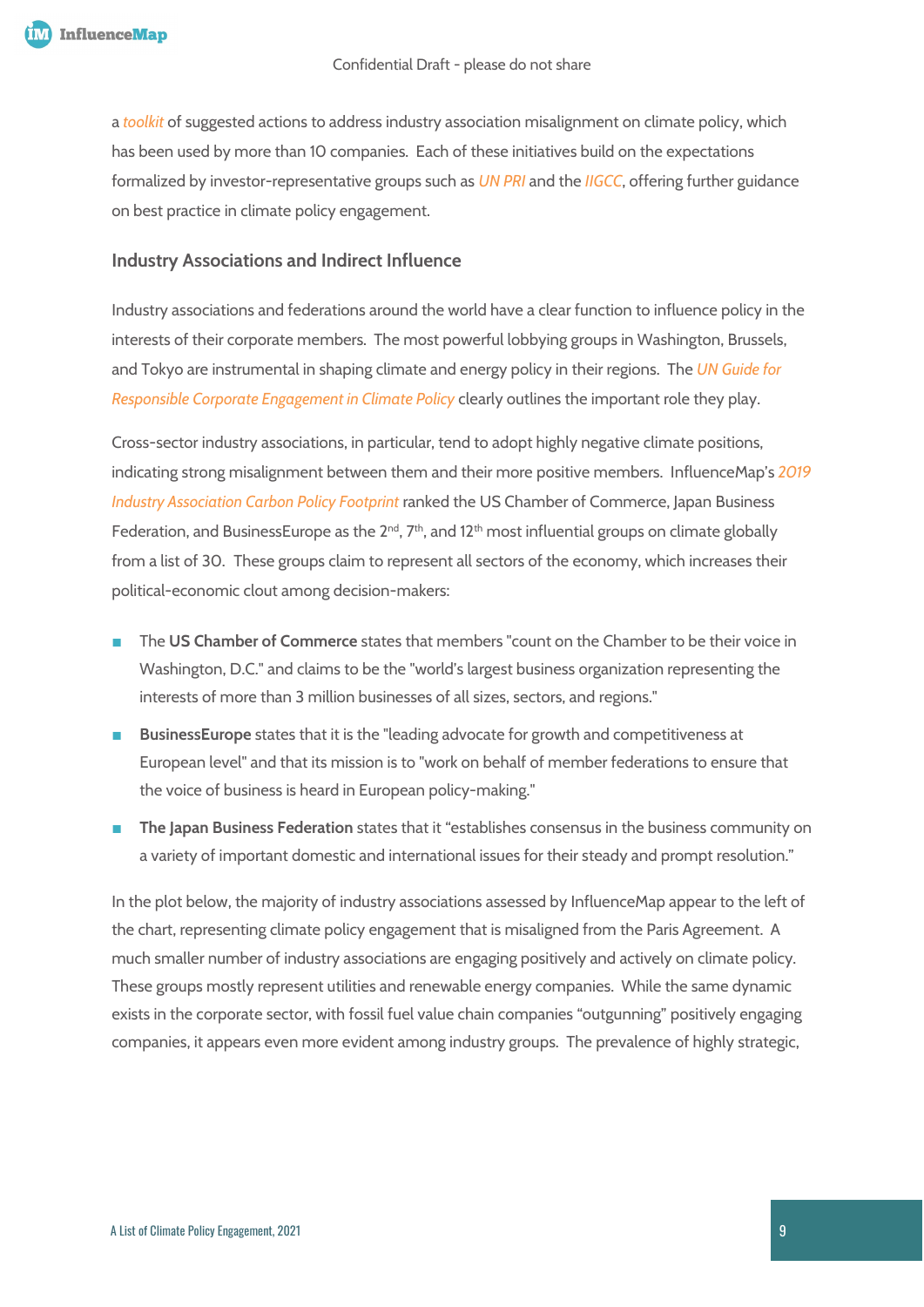a *toolkit* of suggested actions to address industry association misalignment on climate policy, which has been used by more than 10 companies. Each of these initiatives build on the expectations formalized by investor-representative groups such as *UN PRI* and the *IIGCC*, offering further guidance on best practice in climate policy engagement.

## Industry Associations and Indirect Influence

Industry associations and federations around the world have a clear function to influence policy in the interests of their corporate members. The most powerful lobbying groups in Washington, Brussels, and Tokyo are instrumental in shaping climate and energy policy in their regions. The *UN Guide for Responsible Corporate Engagement in Climate Policy* clearly outlines the important role they play.

Cross-sector industry associations, in particular, tend to adopt highly negative climate positions, indicating strong misalignment between them and their more positive members. InfluenceMap's *2019 Industry Association Carbon Policy Footprint* ranked the US Chamber of Commerce, Japan Business Federation, and BusinessEurope as the 2nd, 7th, and 12th most influential groups on climate globally from a list of 30. These groups claim to represent all sectors of the economy, which increases their political-economic clout among decision-makers:

- The **US Chamber of Commerce** states that members "count on the Chamber to be their voice in Washington, D.C." and claims to be the "world's largest business organization representing the interests of more than 3 million businesses of all sizes, sectors, and regions."
- **BusinessEurope** states that it is the "leading advocate for growth and competitiveness at European level" and that its mission is to "work on behalf of member federations to ensure that the voice of business is heard in European policy-making."
- **The Japan Business Federation** states that it "establishes consensus in the business community on a variety of important domestic and international issues for their steady and prompt resolution."

In the plot below, the majority of industry associations assessed by InfluenceMap appear to the left of the chart, representing climate policy engagement that is misaligned from the Paris Agreement. A much smaller number of industry associations are engaging positively and actively on climate policy. These groups mostly represent utilities and renewable energy companies. While the same dynamic exists in the corporate sector, with fossil fuel value chain companies "outgunning" positively engaging companies, it appears even more evident among industry groups. The prevalence of highly strategic,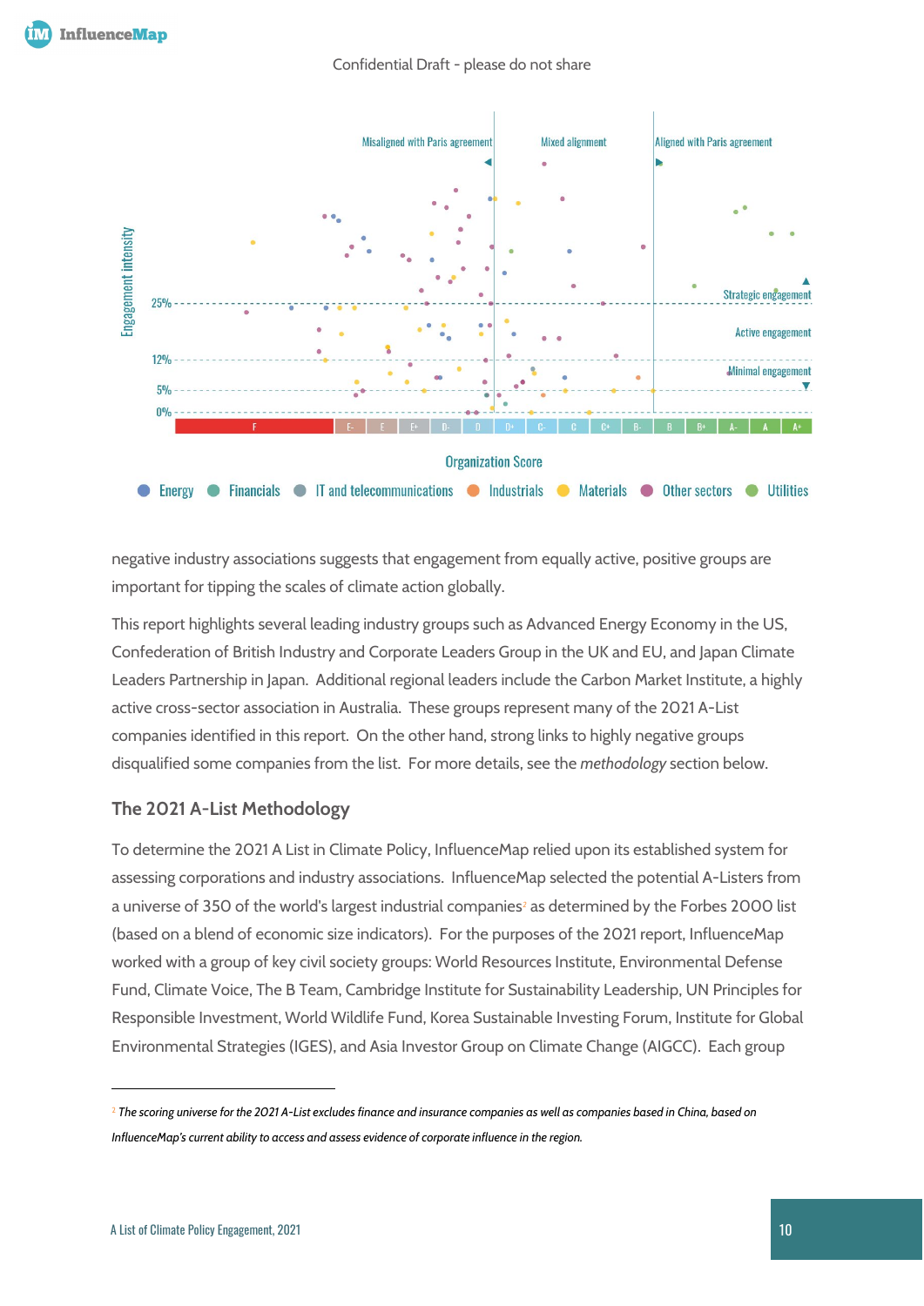negative industry associations suggests that engagement from equally active, positive groups are important for tipping the scales of climate action globally.

This report highlights several leading industry groups such as Advanced Energy Economy in the US, Confederation of British Industry and Corporate Leaders Group in the UK and EU, and Japan Climate Leaders Partnership in Japan. Additional regional leaders include the Carbon Market Institute, a highly active cross-sector association in Australia. These groups represent many of the 2021 A-List companies identified in this report. On the other hand, strong links to highly negative groups disqualified some companies from the list. For more details, see the *methodology* section below.

## The 2021 A-List Methodology

To determine the 2021 A List in Climate Policy, InfluenceMap relied upon its established system for assessing corporations and industry associations. InfluenceMap selected the potential A-Listers from a universe of 350 of the world's largest industrial companies[2] as determined by the Forbes 2000 list (based on a blend of economic size indicators). For the purposes of the 2021 report, InfluenceMap worked with a group of key civil society groups: World Resources Institute, Environmental Defense Fund, Climate Voice, The B Team, Cambridge Institute for Sustainability Leadership, UN Principles for Responsible Investment, World Wildlife Fund, Korea Sustainable Investing Forum, Institute for Global Environmental Strategies (IGES), and Asia Investor Group on Climate Change (AIGCC). Each group

---

[2] *The scoring universe for the 2021 A-List excludes finance and insurance companies as well as companies based in China, based on InfluenceMap's current ability to access and assess evidence of corporate influence in the region.*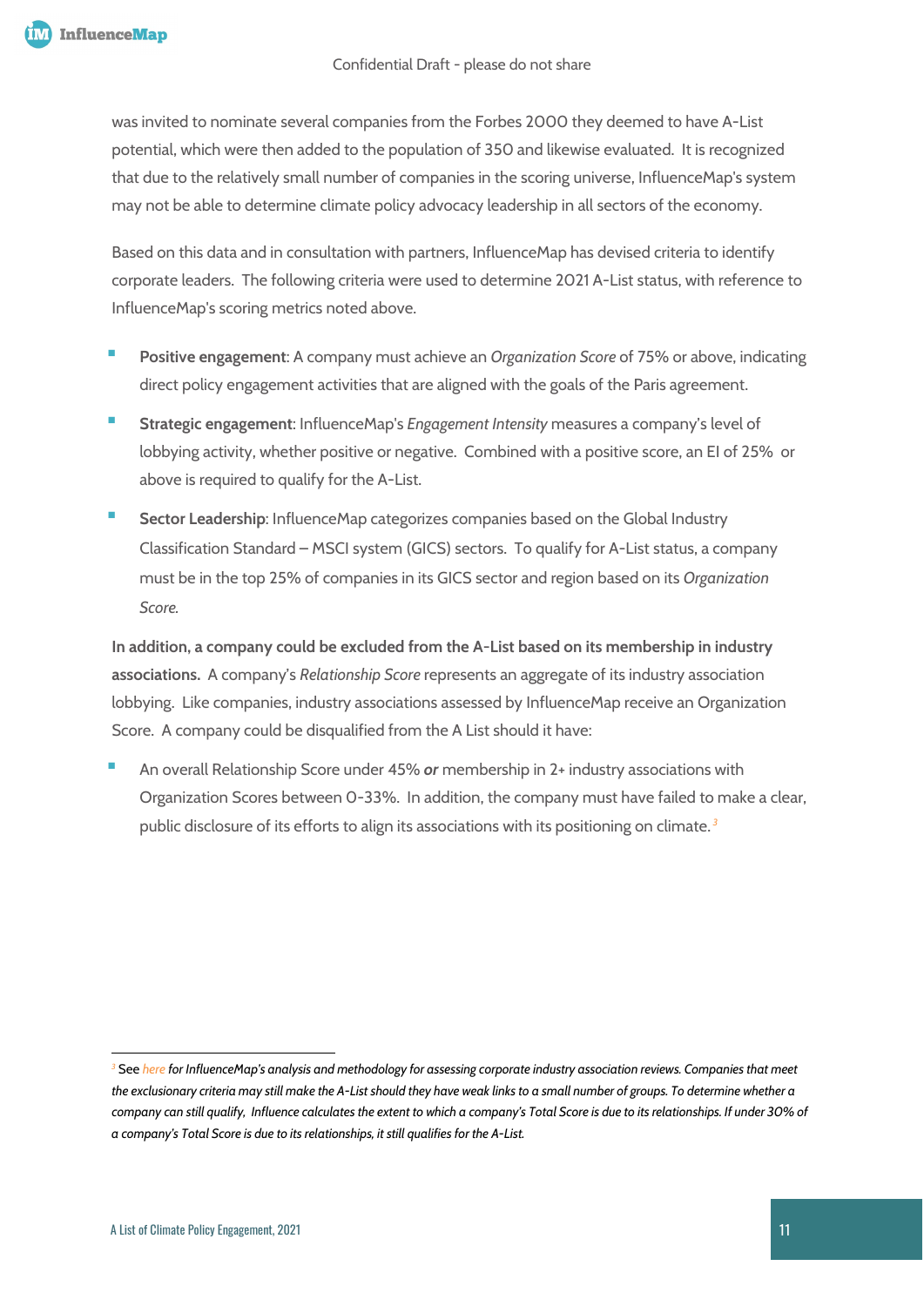was invited to nominate several companies from the Forbes 2000 they deemed to have A-List potential, which were then added to the population of 350 and likewise evaluated. It is recognized that due to the relatively small number of companies in the scoring universe, InfluenceMap's system may not be able to determine climate policy advocacy leadership in all sectors of the economy.

Based on this data and in consultation with partners, InfluenceMap has devised criteria to identify corporate leaders. The following criteria were used to determine 2021 A-List status, with reference to InfluenceMap's scoring metrics noted above.

- **Positive engagement**: A company must achieve an *Organization Score* of 75% or above, indicating direct policy engagement activities that are aligned with the goals of the Paris agreement.
- **Strategic engagement**: InfluenceMap's *Engagement Intensity* measures a company's level of lobbying activity, whether positive or negative. Combined with a positive score, an EI of 25% or above is required to qualify for the A-List.
- **Sector Leadership**: InfluenceMap categorizes companies based on the Global Industry Classification Standard – MSCI system (GICS) sectors. To qualify for A-List status, a company must be in the top 25% of companies in its GICS sector and region based on its *Organization Score.*

**In addition, a company could be excluded from the A-List based on its membership in industry associations.** A company's *Relationship Score* represents an aggregate of its industry association lobbying. Like companies, industry associations assessed by InfluenceMap receive an Organization Score. A company could be disqualified from the A List should it have:

- An overall Relationship Score under 45% ***or*** membership in 2+ industry associations with Organization Scores between 0-33%. In addition, the company must have failed to make a clear, public disclosure of its efforts to align its associations with its positioning on climate.[3]

[3] See *here for InfluenceMap's analysis and methodology for assessing corporate industry association reviews. Companies that meet the exclusionary criteria may still make the A-List should they have weak links to a small number of groups. To determine whether a company can still qualify, Influence calculates the extent to which a company's Total Score is due to its relationships. If under 30% of a company's Total Score is due to its relationships, it still qualifies for the A-List.*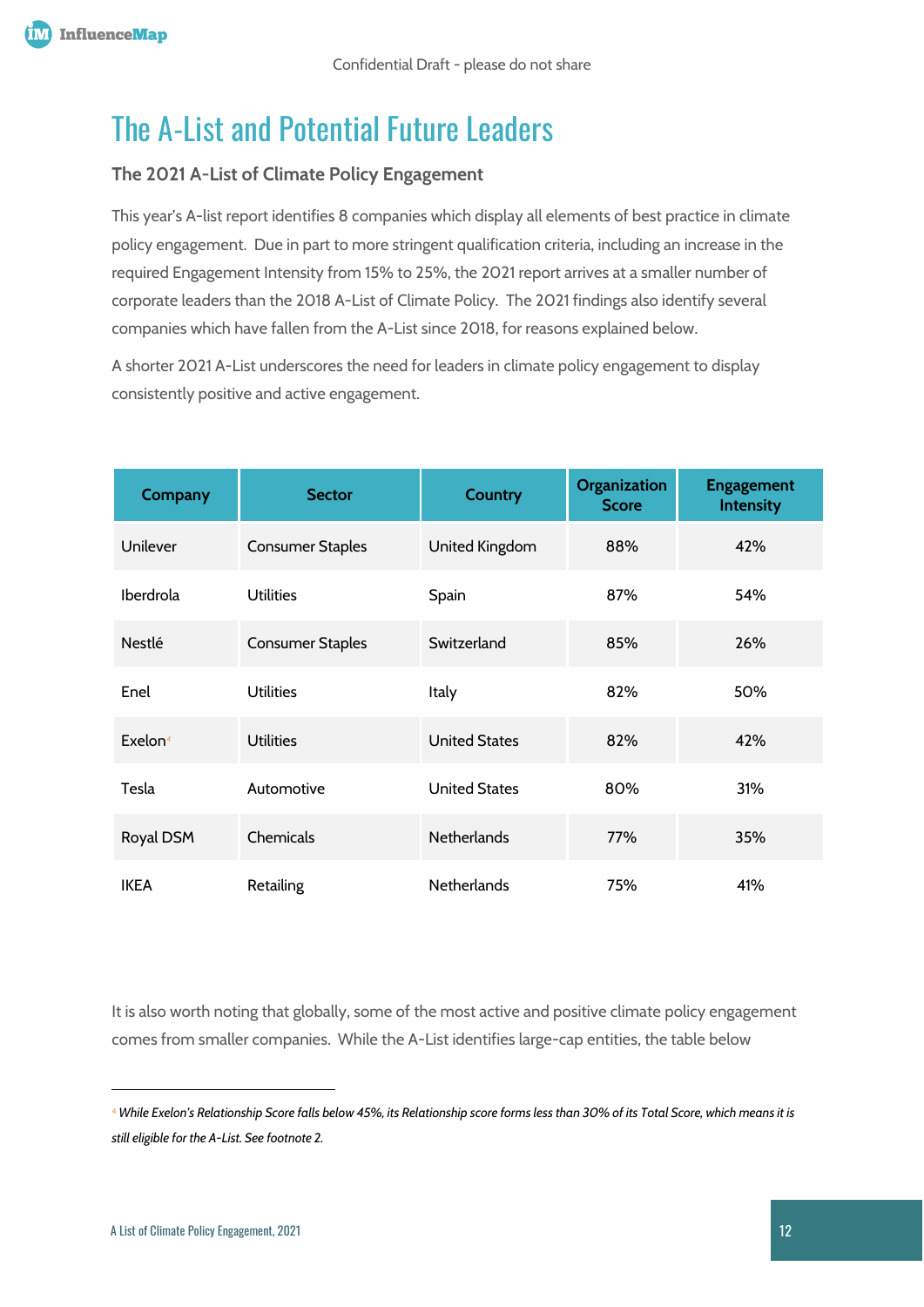Confidential Draft - please do not share

# The A-List and Potential Future Leaders

### The 2021 A-List of Climate Policy Engagement

This year's A-list report identifies 8 companies which display all elements of best practice in climate policy engagement. Due in part to more stringent qualification criteria, including an increase in the required Engagement Intensity from 15% to 25%, the 2021 report arrives at a smaller number of corporate leaders than the 2018 A-List of Climate Policy. The 2021 findings also identify several companies which have fallen from the A-List since 2018, for reasons explained below.

A shorter 2021 A-List underscores the need for leaders in climate policy engagement to display consistently positive and active engagement.

| Company | Sector | Country | Organization Score | Engagement Intensity |
|---|---|---|---|---|
| Unilever | Consumer Staples | United Kingdom | 88% | 42% |
| Iberdrola | Utilities | Spain | 87% | 54% |
| Nestlé | Consumer Staples | Switzerland | 85% | 26% |
| Enel | Utilities | Italy | 82% | 50% |
| Exelon[4] | Utilities | United States | 82% | 42% |
| Tesla | Automotive | United States | 80% | 31% |
| Royal DSM | Chemicals | Netherlands | 77% | 35% |
| IKEA | Retailing | Netherlands | 75% | 41% |

It is also worth noting that globally, some of the most active and positive climate policy engagement comes from smaller companies. While the A-List identifies large-cap entities, the table below

---

[4] *While Exelon's Relationship Score falls below 45%, its Relationship score forms less than 30% of its Total Score, which means it is still eligible for the A-List. See footnote 2.*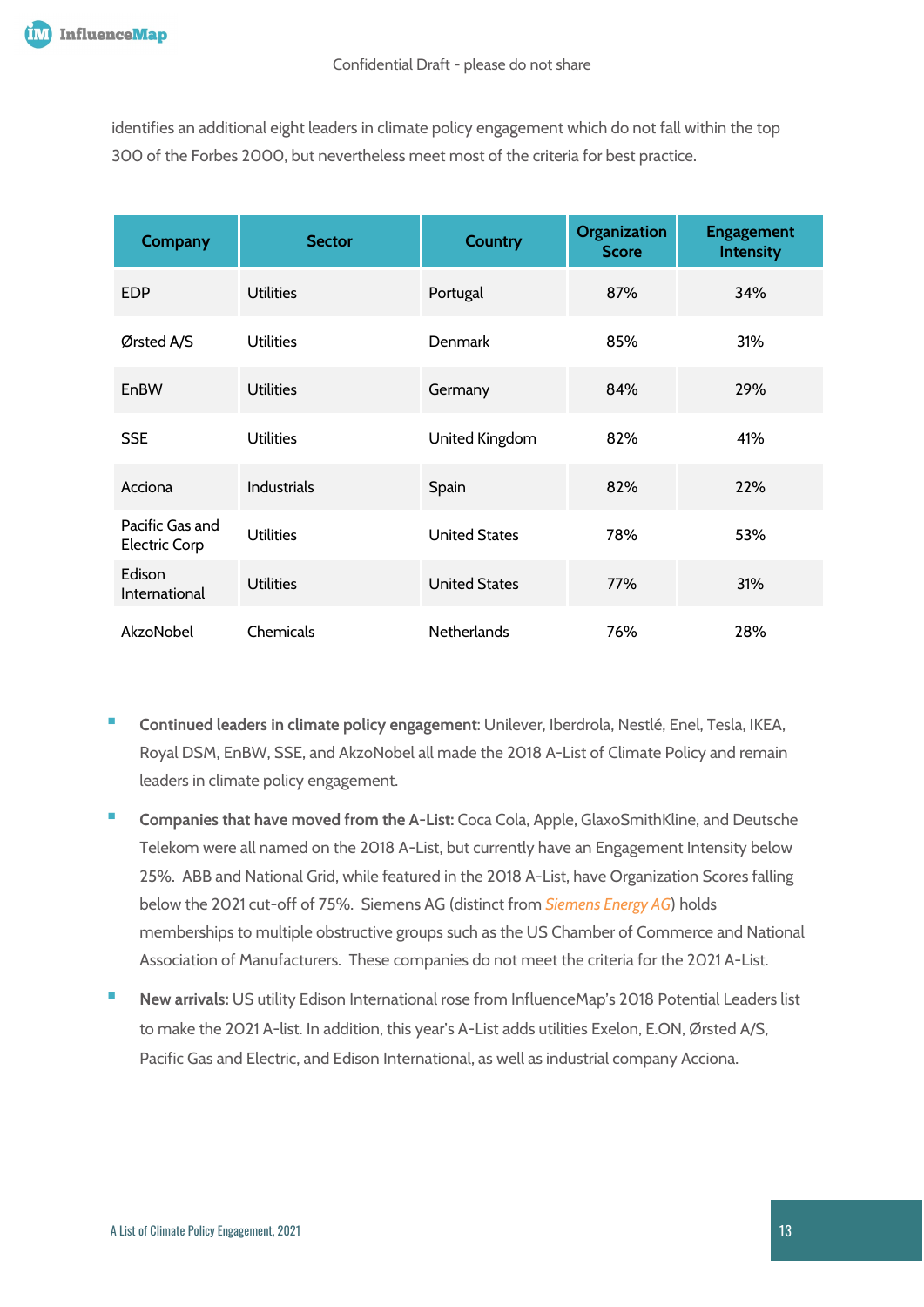identifies an additional eight leaders in climate policy engagement which do not fall within the top 300 of the Forbes 2000, but nevertheless meet most of the criteria for best practice.

| Company | Sector | Country | Organization Score | Engagement Intensity |
|---|---|---|---|---|
| EDP | Utilities | Portugal | 87% | 34% |
| Ørsted A/S | Utilities | Denmark | 85% | 31% |
| EnBW | Utilities | Germany | 84% | 29% |
| SSE | Utilities | United Kingdom | 82% | 41% |
| Acciona | Industrials | Spain | 82% | 22% |
| Pacific Gas and Electric Corp | Utilities | United States | 78% | 53% |
| Edison International | Utilities | United States | 77% | 31% |
| AkzoNobel | Chemicals | Netherlands | 76% | 28% |

- **Continued leaders in climate policy engagement**: Unilever, Iberdrola, Nestlé, Enel, Tesla, IKEA, Royal DSM, EnBW, SSE, and AkzoNobel all made the 2018 A-List of Climate Policy and remain leaders in climate policy engagement.
- **Companies that have moved from the A-List:** Coca Cola, Apple, GlaxoSmithKline, and Deutsche Telekom were all named on the 2018 A-List, but currently have an Engagement Intensity below 25%. ABB and National Grid, while featured in the 2018 A-List, have Organization Scores falling below the 2021 cut-off of 75%. Siemens AG (distinct from *Siemens Energy AG*) holds memberships to multiple obstructive groups such as the US Chamber of Commerce and National Association of Manufacturers. These companies do not meet the criteria for the 2021 A-List.
- **New arrivals:** US utility Edison International rose from InfluenceMap's 2018 Potential Leaders list to make the 2021 A-list. In addition, this year's A-List adds utilities Exelon, E.ON, Ørsted A/S, Pacific Gas and Electric, and Edison International, as well as industrial company Acciona.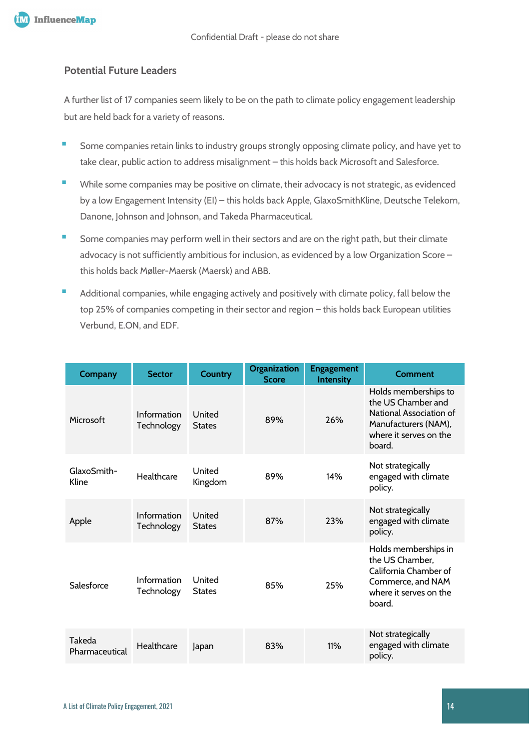## Potential Future Leaders

A further list of 17 companies seem likely to be on the path to climate policy engagement leadership but are held back for a variety of reasons.

- Some companies retain links to industry groups strongly opposing climate policy, and have yet to take clear, public action to address misalignment – this holds back Microsoft and Salesforce.
- While some companies may be positive on climate, their advocacy is not strategic, as evidenced by a low Engagement Intensity (EI) – this holds back Apple, GlaxoSmithKline, Deutsche Telekom, Danone, Johnson and Johnson, and Takeda Pharmaceutical.
- Some companies may perform well in their sectors and are on the right path, but their climate advocacy is not sufficiently ambitious for inclusion, as evidenced by a low Organization Score – this holds back Møller-Maersk (Maersk) and ABB.
- Additional companies, while engaging actively and positively with climate policy, fall below the top 25% of companies competing in their sector and region – this holds back European utilities Verbund, E.ON, and EDF.

| Company | Sector | Country | Organization Score | Engagement Intensity | Comment |
|---|---|---|---|---|---|
| Microsoft | Information Technology | United States | 89% | 26% | Holds memberships to the US Chamber and National Association of Manufacturers (NAM), where it serves on the board. |
| GlaxoSmith-Kline | Healthcare | United Kingdom | 89% | 14% | Not strategically engaged with climate policy. |
| Apple | Information Technology | United States | 87% | 23% | Not strategically engaged with climate policy. |
| Salesforce | Information Technology | United States | 85% | 25% | Holds memberships in the US Chamber, California Chamber of Commerce, and NAM where it serves on the board. |
| Takeda Pharmaceutical | Healthcare | Japan | 83% | 11% | Not strategically engaged with climate policy. |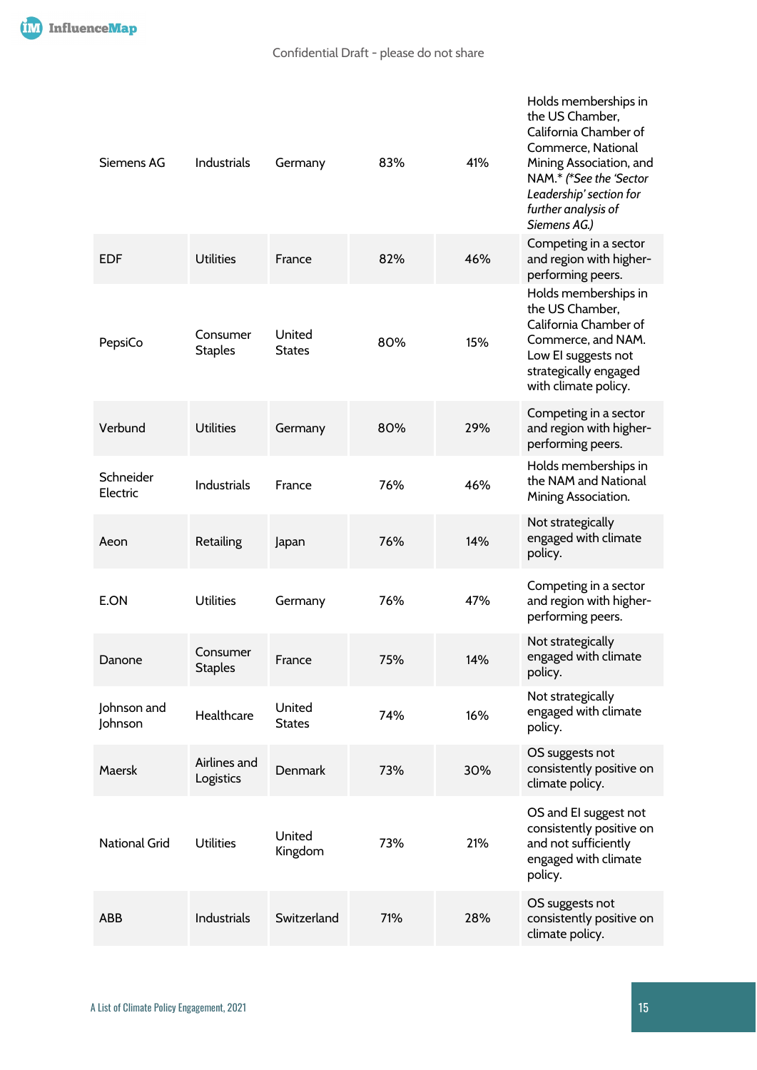| | | | | | |
|---|---|---|---|---|---|
| Siemens AG | Industrials | Germany | 83% | 41% | Holds memberships in the US Chamber, California Chamber of Commerce, National Mining Association, and NAM.* *(*See the 'Sector Leadership' section for further analysis of Siemens AG.)* |
| EDF | Utilities | France | 82% | 46% | Competing in a sector and region with higher-performing peers. |
| PepsiCo | Consumer Staples | United States | 80% | 15% | Holds memberships in the US Chamber, California Chamber of Commerce, and NAM. Low EI suggests not strategically engaged with climate policy. |
| Verbund | Utilities | Germany | 80% | 29% | Competing in a sector and region with higher-performing peers. |
| Schneider Electric | Industrials | France | 76% | 46% | Holds memberships in the NAM and National Mining Association. |
| Aeon | Retailing | Japan | 76% | 14% | Not strategically engaged with climate policy. |
| E.ON | Utilities | Germany | 76% | 47% | Competing in a sector and region with higher-performing peers. |
| Danone | Consumer Staples | France | 75% | 14% | Not strategically engaged with climate policy. |
| Johnson and Johnson | Healthcare | United States | 74% | 16% | Not strategically engaged with climate policy. |
| Maersk | Airlines and Logistics | Denmark | 73% | 30% | OS suggests not consistently positive on climate policy. |
| National Grid | Utilities | United Kingdom | 73% | 21% | OS and EI suggest not consistently positive on and not sufficiently engaged with climate policy. |
| ABB | Industrials | Switzerland | 71% | 28% | OS suggests not consistently positive on climate policy. |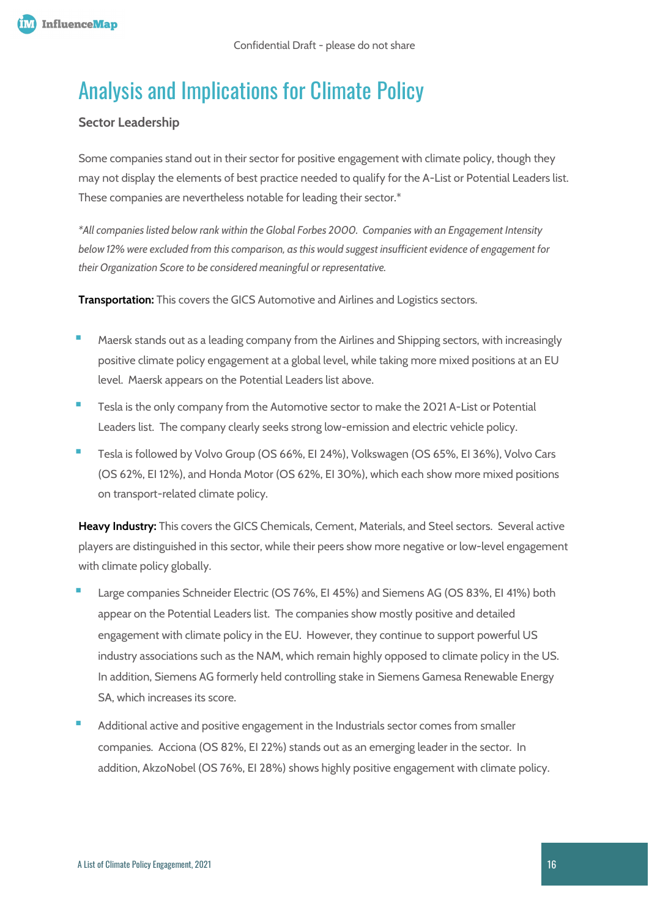Confidential Draft - please do not share

# Analysis and Implications for Climate Policy

### Sector Leadership

Some companies stand out in their sector for positive engagement with climate policy, though they may not display the elements of best practice needed to qualify for the A-List or Potential Leaders list. These companies are nevertheless notable for leading their sector.*

*\*All companies listed below rank within the Global Forbes 2000. Companies with an Engagement Intensity below 12% were excluded from this comparison, as this would suggest insufficient evidence of engagement for their Organization Score to be considered meaningful or representative.*

**Transportation:** This covers the GICS Automotive and Airlines and Logistics sectors.

- Maersk stands out as a leading company from the Airlines and Shipping sectors, with increasingly positive climate policy engagement at a global level, while taking more mixed positions at an EU level. Maersk appears on the Potential Leaders list above.
- Tesla is the only company from the Automotive sector to make the 2021 A-List or Potential Leaders list. The company clearly seeks strong low-emission and electric vehicle policy.
- Tesla is followed by Volvo Group (OS 66%, EI 24%), Volkswagen (OS 65%, EI 36%), Volvo Cars (OS 62%, EI 12%), and Honda Motor (OS 62%, EI 30%), which each show more mixed positions on transport-related climate policy.

**Heavy Industry:** This covers the GICS Chemicals, Cement, Materials, and Steel sectors. Several active players are distinguished in this sector, while their peers show more negative or low-level engagement with climate policy globally.

- Large companies Schneider Electric (OS 76%, EI 45%) and Siemens AG (OS 83%, EI 41%) both appear on the Potential Leaders list. The companies show mostly positive and detailed engagement with climate policy in the EU. However, they continue to support powerful US industry associations such as the NAM, which remain highly opposed to climate policy in the US. In addition, Siemens AG formerly held controlling stake in Siemens Gamesa Renewable Energy SA, which increases its score.
- Additional active and positive engagement in the Industrials sector comes from smaller companies. Acciona (OS 82%, EI 22%) stands out as an emerging leader in the sector. In addition, AkzoNobel (OS 76%, EI 28%) shows highly positive engagement with climate policy.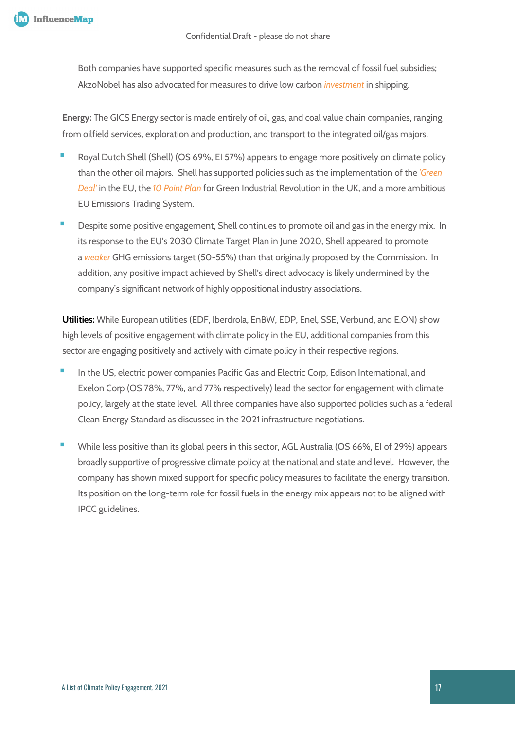Both companies have supported specific measures such as the removal of fossil fuel subsidies; AkzoNobel has also advocated for measures to drive low carbon *investment* in shipping.

**Energy:** The GICS Energy sector is made entirely of oil, gas, and coal value chain companies, ranging from oilfield services, exploration and production, and transport to the integrated oil/gas majors.

- Royal Dutch Shell (Shell) (OS 69%, EI 57%) appears to engage more positively on climate policy than the other oil majors. Shell has supported policies such as the implementation of the *'Green Deal'* in the EU, the *10 Point Plan* for Green Industrial Revolution in the UK, and a more ambitious EU Emissions Trading System.
- Despite some positive engagement, Shell continues to promote oil and gas in the energy mix. In its response to the EU's 2030 Climate Target Plan in June 2020, Shell appeared to promote a *weaker* GHG emissions target (50-55%) than that originally proposed by the Commission. In addition, any positive impact achieved by Shell's direct advocacy is likely undermined by the company's significant network of highly oppositional industry associations.

**Utilities:** While European utilities (EDF, Iberdrola, EnBW, EDP, Enel, SSE, Verbund, and E.ON) show high levels of positive engagement with climate policy in the EU, additional companies from this sector are engaging positively and actively with climate policy in their respective regions.

- In the US, electric power companies Pacific Gas and Electric Corp, Edison International, and Exelon Corp (OS 78%, 77%, and 77% respectively) lead the sector for engagement with climate policy, largely at the state level. All three companies have also supported policies such as a federal Clean Energy Standard as discussed in the 2021 infrastructure negotiations.
- While less positive than its global peers in this sector, AGL Australia (OS 66%, EI of 29%) appears broadly supportive of progressive climate policy at the national and state and level. However, the company has shown mixed support for specific policy measures to facilitate the energy transition. Its position on the long-term role for fossil fuels in the energy mix appears not to be aligned with IPCC guidelines.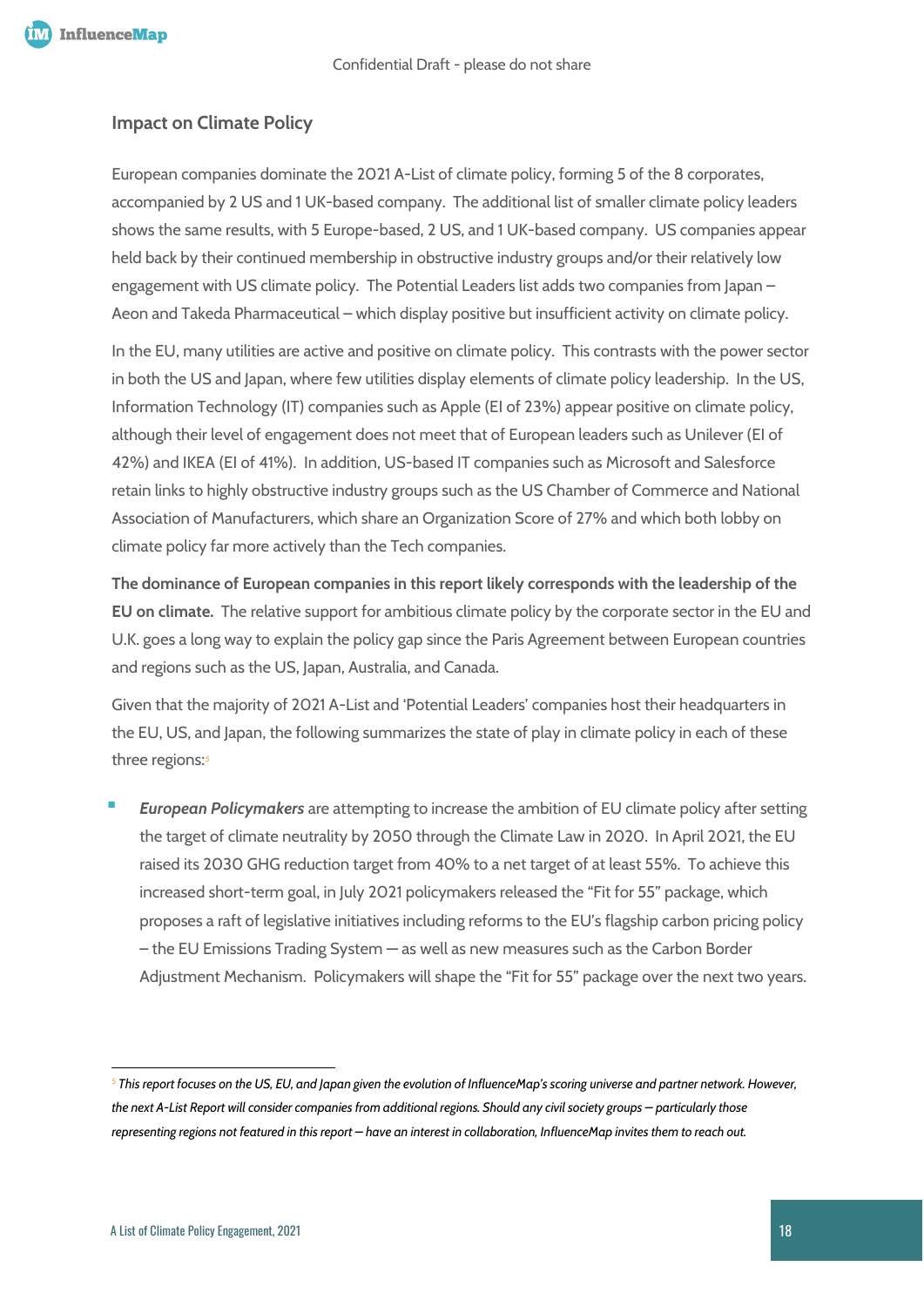## Impact on Climate Policy

European companies dominate the 2021 A-List of climate policy, forming 5 of the 8 corporates, accompanied by 2 US and 1 UK-based company. The additional list of smaller climate policy leaders shows the same results, with 5 Europe-based, 2 US, and 1 UK-based company. US companies appear held back by their continued membership in obstructive industry groups and/or their relatively low engagement with US climate policy. The Potential Leaders list adds two companies from Japan – Aeon and Takeda Pharmaceutical – which display positive but insufficient activity on climate policy.

In the EU, many utilities are active and positive on climate policy. This contrasts with the power sector in both the US and Japan, where few utilities display elements of climate policy leadership. In the US, Information Technology (IT) companies such as Apple (EI of 23%) appear positive on climate policy, although their level of engagement does not meet that of European leaders such as Unilever (EI of 42%) and IKEA (EI of 41%). In addition, US-based IT companies such as Microsoft and Salesforce retain links to highly obstructive industry groups such as the US Chamber of Commerce and National Association of Manufacturers, which share an Organization Score of 27% and which both lobby on climate policy far more actively than the Tech companies.

**The dominance of European companies in this report likely corresponds with the leadership of the EU on climate.** The relative support for ambitious climate policy by the corporate sector in the EU and U.K. goes a long way to explain the policy gap since the Paris Agreement between European countries and regions such as the US, Japan, Australia, and Canada.

Given that the majority of 2021 A-List and 'Potential Leaders' companies host their headquarters in the EU, US, and Japan, the following summarizes the state of play in climate policy in each of these three regions:[5]

- ***European Policymakers*** are attempting to increase the ambition of EU climate policy after setting the target of climate neutrality by 2050 through the Climate Law in 2020. In April 2021, the EU raised its 2030 GHG reduction target from 40% to a net target of at least 55%. To achieve this increased short-term goal, in July 2021 policymakers released the "Fit for 55" package, which proposes a raft of legislative initiatives including reforms to the EU's flagship carbon pricing policy – the EU Emissions Trading System — as well as new measures such as the Carbon Border Adjustment Mechanism. Policymakers will shape the "Fit for 55" package over the next two years.

---

[5] *This report focuses on the US, EU, and Japan given the evolution of InfluenceMap's scoring universe and partner network. However, the next A-List Report will consider companies from additional regions. Should any civil society groups – particularly those representing regions not featured in this report – have an interest in collaboration, InfluenceMap invites them to reach out.*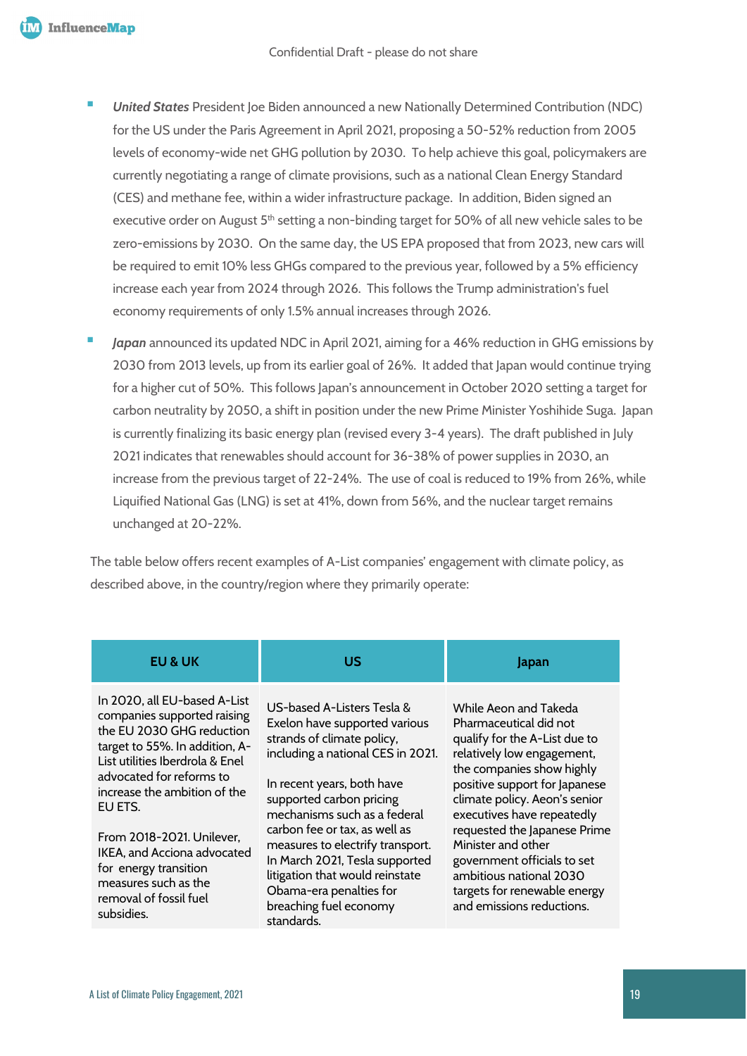- ***United States*** President Joe Biden announced a new Nationally Determined Contribution (NDC) for the US under the Paris Agreement in April 2021, proposing a 50-52% reduction from 2005 levels of economy-wide net GHG pollution by 2030. To help achieve this goal, policymakers are currently negotiating a range of climate provisions, such as a national Clean Energy Standard (CES) and methane fee, within a wider infrastructure package. In addition, Biden signed an executive order on August 5th setting a non-binding target for 50% of all new vehicle sales to be zero-emissions by 2030. On the same day, the US EPA proposed that from 2023, new cars will be required to emit 10% less GHGs compared to the previous year, followed by a 5% efficiency increase each year from 2024 through 2026. This follows the Trump administration's fuel economy requirements of only 1.5% annual increases through 2026.
- ***Japan*** announced its updated NDC in April 2021, aiming for a 46% reduction in GHG emissions by 2030 from 2013 levels, up from its earlier goal of 26%. It added that Japan would continue trying for a higher cut of 50%. This follows Japan's announcement in October 2020 setting a target for carbon neutrality by 2050, a shift in position under the new Prime Minister Yoshihide Suga. Japan is currently finalizing its basic energy plan (revised every 3-4 years). The draft published in July 2021 indicates that renewables should account for 36-38% of power supplies in 2030, an increase from the previous target of 22-24%. The use of coal is reduced to 19% from 26%, while Liquified National Gas (LNG) is set at 41%, down from 56%, and the nuclear target remains unchanged at 20-22%.

The table below offers recent examples of A-List companies' engagement with climate policy, as described above, in the country/region where they primarily operate:

| EU & UK | US | Japan |
|---|---|---|
| In 2020, all EU-based A-List companies supported raising the EU 2030 GHG reduction target to 55%. In addition, A-List utilities Iberdrola & Enel advocated for reforms to increase the ambition of the EU ETS.<br><br>From 2018-2021. Unilever, IKEA, and Acciona advocated for energy transition measures such as the removal of fossil fuel subsidies. | US-based A-Listers Tesla & Exelon have supported various strands of climate policy, including a national CES in 2021.<br><br>In recent years, both have supported carbon pricing mechanisms such as a federal carbon fee or tax, as well as measures to electrify transport. In March 2021, Tesla supported litigation that would reinstate Obama-era penalties for breaching fuel economy standards. | While Aeon and Takeda Pharmaceutical did not qualify for the A-List due to relatively low engagement, the companies show highly positive support for Japanese climate policy. Aeon's senior executives have repeatedly requested the Japanese Prime Minister and other government officials to set ambitious national 2030 targets for renewable energy and emissions reductions. |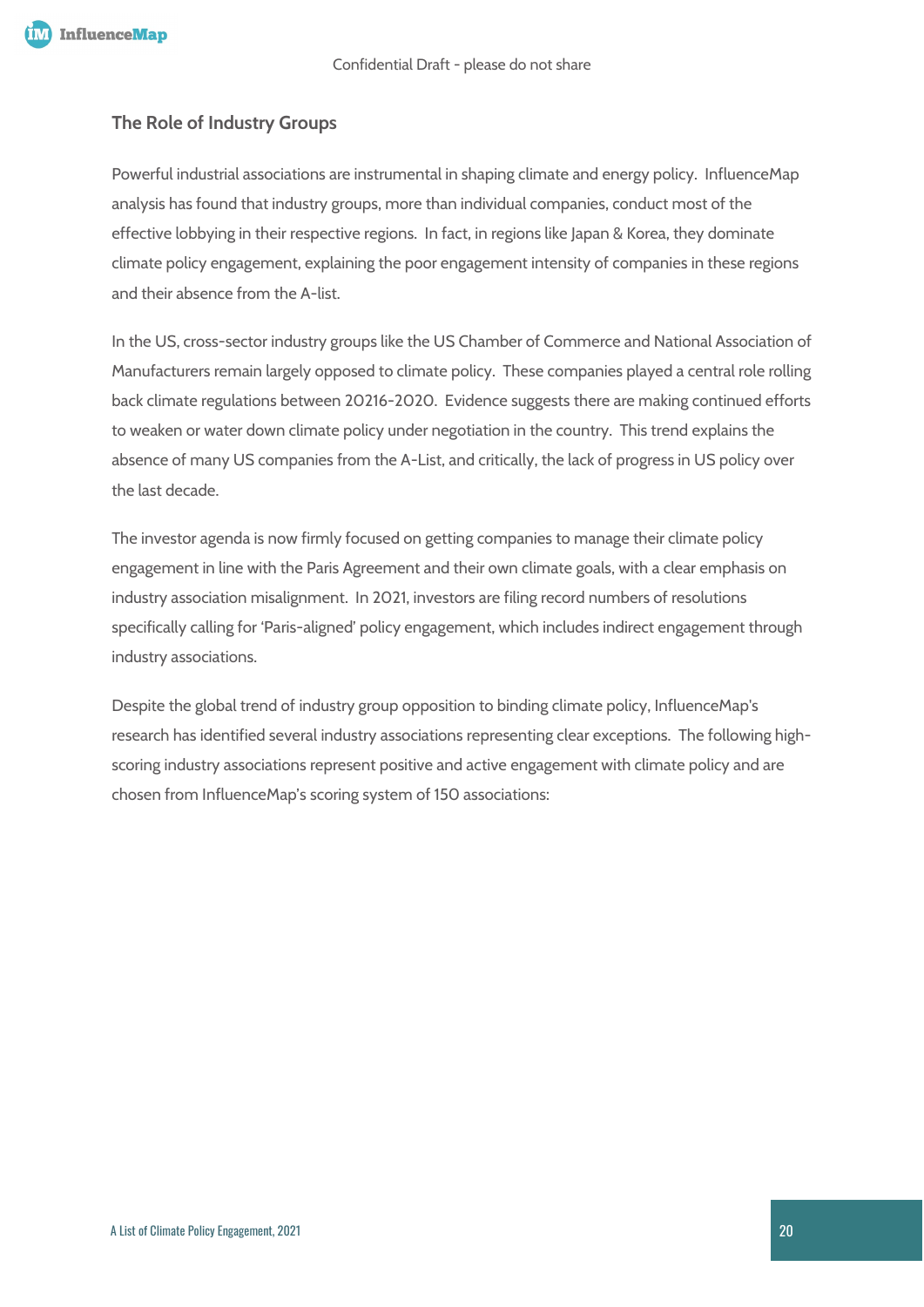## The Role of Industry Groups

Powerful industrial associations are instrumental in shaping climate and energy policy. InfluenceMap analysis has found that industry groups, more than individual companies, conduct most of the effective lobbying in their respective regions. In fact, in regions like Japan & Korea, they dominate climate policy engagement, explaining the poor engagement intensity of companies in these regions and their absence from the A-list.

In the US, cross-sector industry groups like the US Chamber of Commerce and National Association of Manufacturers remain largely opposed to climate policy. These companies played a central role rolling back climate regulations between 20216-2020. Evidence suggests there are making continued efforts to weaken or water down climate policy under negotiation in the country. This trend explains the absence of many US companies from the A-List, and critically, the lack of progress in US policy over the last decade.

The investor agenda is now firmly focused on getting companies to manage their climate policy engagement in line with the Paris Agreement and their own climate goals, with a clear emphasis on industry association misalignment. In 2021, investors are filing record numbers of resolutions specifically calling for 'Paris-aligned' policy engagement, which includes indirect engagement through industry associations.

Despite the global trend of industry group opposition to binding climate policy, InfluenceMap's research has identified several industry associations representing clear exceptions. The following high-scoring industry associations represent positive and active engagement with climate policy and are chosen from InfluenceMap's scoring system of 150 associations: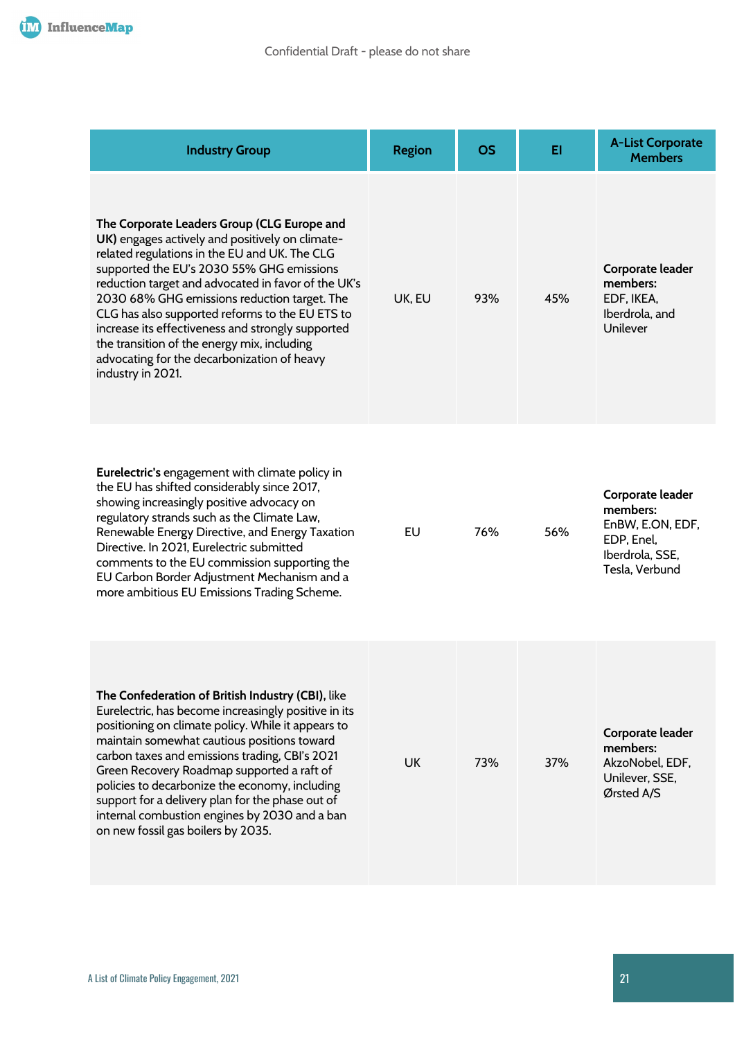| Industry Group | Region | OS | EI | A-List Corporate Members |
|---|---|---|---|---|
| **The Corporate Leaders Group (CLG Europe and UK)** engages actively and positively on climate-related regulations in the EU and UK. The CLG supported the EU's 2030 55% GHG emissions reduction target and advocated in favor of the UK's 2030 68% GHG emissions reduction target. The CLG has also supported reforms to the EU ETS to increase its effectiveness and strongly supported the transition of the energy mix, including advocating for the decarbonization of heavy industry in 2021. | UK, EU | 93% | 45% | **Corporate leader members:** EDF, IKEA, Iberdrola, and Unilever |
| **Eurelectric's** engagement with climate policy in the EU has shifted considerably since 2017, showing increasingly positive advocacy on regulatory strands such as the Climate Law, Renewable Energy Directive, and Energy Taxation Directive. In 2021, Eurelectric submitted comments to the EU commission supporting the EU Carbon Border Adjustment Mechanism and a more ambitious EU Emissions Trading Scheme. | EU | 76% | 56% | **Corporate leader members:** EnBW, E.ON, EDF, EDP, Enel, Iberdrola, SSE, Tesla, Verbund |
| **The Confederation of British Industry (CBI),** like Eurelectric, has become increasingly positive in its positioning on climate policy. While it appears to maintain somewhat cautious positions toward carbon taxes and emissions trading, CBI's 2021 Green Recovery Roadmap supported a raft of policies to decarbonize the economy, including support for a delivery plan for the phase out of internal combustion engines by 2030 and a ban on new fossil gas boilers by 2035. | UK | 73% | 37% | **Corporate leader members:** AkzoNobel, EDF, Unilever, SSE, Ørsted A/S |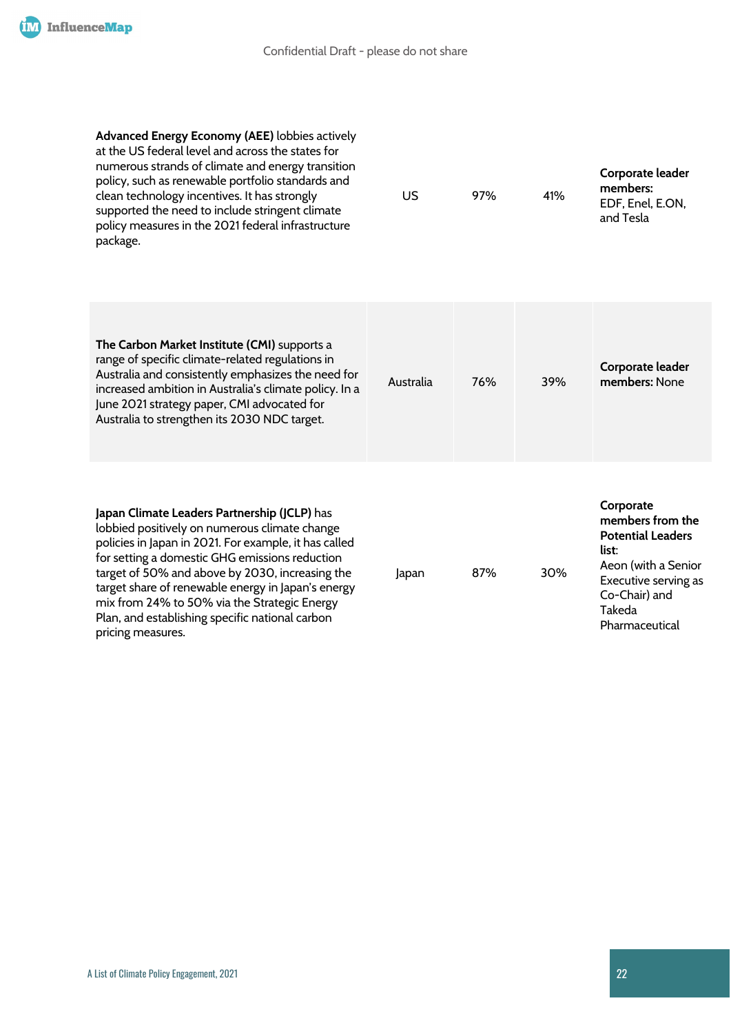| | | | | |
|---|---|---|---|---|
| **Advanced Energy Economy (AEE)** lobbies actively at the US federal level and across the states for numerous strands of climate and energy transition policy, such as renewable portfolio standards and clean technology incentives. It has strongly supported the need to include stringent climate policy measures in the 2021 federal infrastructure package. | US | 97% | 41% | **Corporate leader members:** EDF, Enel, E.ON, and Tesla |
| **The Carbon Market Institute (CMI)** supports a range of specific climate-related regulations in Australia and consistently emphasizes the need for increased ambition in Australia's climate policy. In a June 2021 strategy paper, CMI advocated for Australia to strengthen its 2030 NDC target. | Australia | 76% | 39% | **Corporate leader members:** None |
| **Japan Climate Leaders Partnership (JCLP)** has lobbied positively on numerous climate change policies in Japan in 2021. For example, it has called for setting a domestic GHG emissions reduction target of 50% and above by 2030, increasing the target share of renewable energy in Japan's energy mix from 24% to 50% via the Strategic Energy Plan, and establishing specific national carbon pricing measures. | Japan | 87% | 30% | **Corporate members from the Potential Leaders list**: Aeon (with a Senior Executive serving as Co-Chair) and Takeda Pharmaceutical |